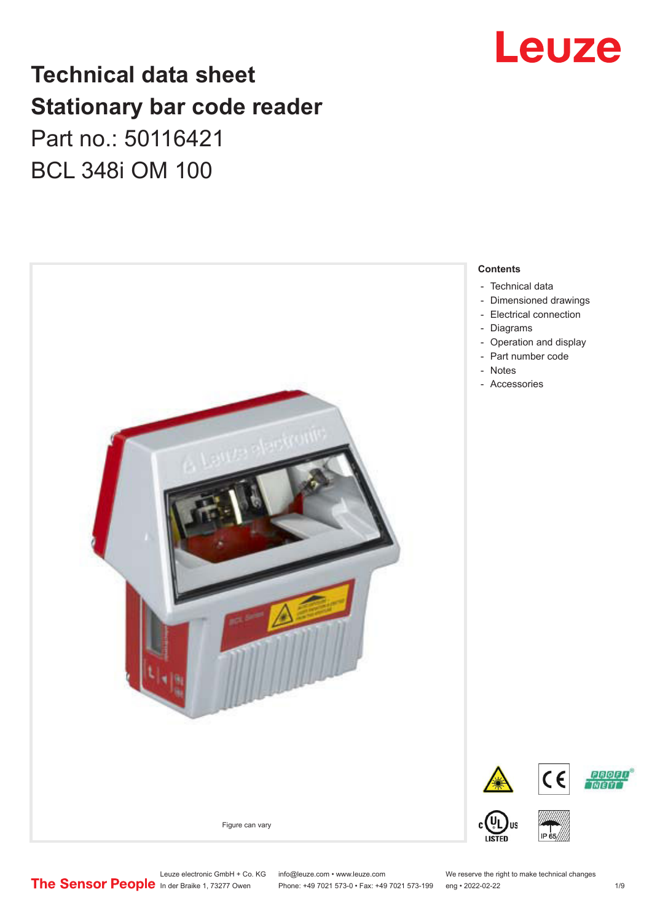# Technical data sheet
# Stationary bar code reader

Part no.: 50116421

BCL 348i OM 100

Figure can vary

**Contents**

- Technical data
- Dimensioned drawings
- Electrical connection
- Diagrams
- Operation and display
- Part number code
- Notes
- Accessories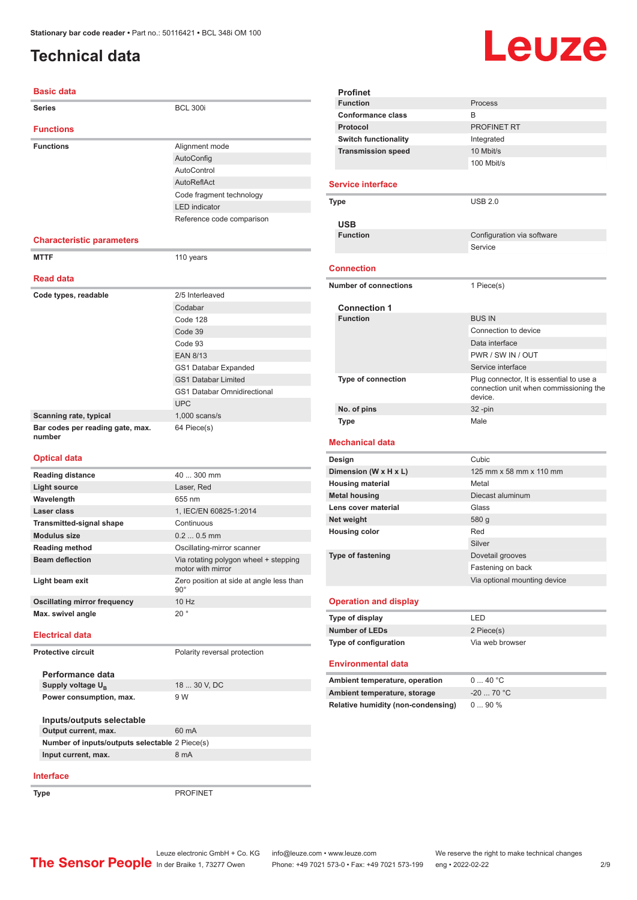# Technical data

## Basic data

| | |
|---|---|
| **Series** | BCL 300i |

## Functions

| | |
|---|---|
| **Functions** | Alignment mode |
| | AutoConfig |
| | AutoControl |
| | AutoReflAct |
| | Code fragment technology |
| | LED indicator |
| | Reference code comparison |

## Characteristic parameters

| | |
|---|---|
| **MTTF** | 110 years |

## Read data

| | |
|---|---|
| **Code types, readable** | 2/5 Interleaved |
| | Codabar |
| | Code 128 |
| | Code 39 |
| | Code 93 |
| | EAN 8/13 |
| | GS1 Databar Expanded |
| | GS1 Databar Limited |
| | GS1 Databar Omnidirectional |
| | UPC |
| **Scanning rate, typical** | 1,000 scans/s |
| **Bar codes per reading gate, max. number** | 64 Piece(s) |

## Optical data

| | |
|---|---|
| **Reading distance** | 40 ... 300 mm |
| **Light source** | Laser, Red |
| **Wavelength** | 655 nm |
| **Laser class** | 1, IEC/EN 60825-1:2014 |
| **Transmitted-signal shape** | Continuous |
| **Modulus size** | 0.2 ... 0.5 mm |
| **Reading method** | Oscillating-mirror scanner |
| **Beam deflection** | Via rotating polygon wheel + stepping motor with mirror |
| **Light beam exit** | Zero position at side at angle less than 90° |
| **Oscillating mirror frequency** | 10 Hz |
| **Max. swivel angle** | 20 ° |

## Electrical data

| | |
|---|---|
| **Protective circuit** | Polarity reversal protection |

### Performance data

| | |
|---|---|
| **Supply voltage $U_B$** | 18 ... 30 V, DC |
| **Power consumption, max.** | 9 W |

### Inputs/outputs selectable

| | |
|---|---|
| **Output current, max.** | 60 mA |
| **Number of inputs/outputs selectable** | 2 Piece(s) |
| **Input current, max.** | 8 mA |

## Interface

| | |
|---|---|
| **Type** | PROFINET |

### Profinet

| | |
|---|---|
| **Function** | Process |
| **Conformance class** | B |
| **Protocol** | PROFINET RT |
| **Switch functionality** | Integrated |
| **Transmission speed** | 10 Mbit/s |
| | 100 Mbit/s |

## Service interface

| | |
|---|---|
| **Type** | USB 2.0 |

### USB

| | |
|---|---|
| **Function** | Configuration via software |
| | Service |

## Connection

| | |
|---|---|
| **Number of connections** | 1 Piece(s) |

### Connection 1

| | |
|---|---|
| **Function** | BUS IN |
| | Connection to device |
| | Data interface |
| | PWR / SW IN / OUT |
| | Service interface |
| **Type of connection** | Plug connector, It is essential to use a connection unit when commissioning the device. |
| **No. of pins** | 32 -pin |
| **Type** | Male |

## Mechanical data

| | |
|---|---|
| **Design** | Cubic |
| **Dimension (W x H x L)** | 125 mm x 58 mm x 110 mm |
| **Housing material** | Metal |
| **Metal housing** | Diecast aluminum |
| **Lens cover material** | Glass |
| **Net weight** | 580 g |
| **Housing color** | Red |
| | Silver |
| **Type of fastening** | Dovetail grooves |
| | Fastening on back |
| | Via optional mounting device |

## Operation and display

| | |
|---|---|
| **Type of display** | LED |
| **Number of LEDs** | 2 Piece(s) |
| **Type of configuration** | Via web browser |

## Environmental data

| | |
|---|---|
| **Ambient temperature, operation** | 0 ... 40 °C |
| **Ambient temperature, storage** | -20 ... 70 °C |
| **Relative humidity (non-condensing)** | 0 ... 90 % |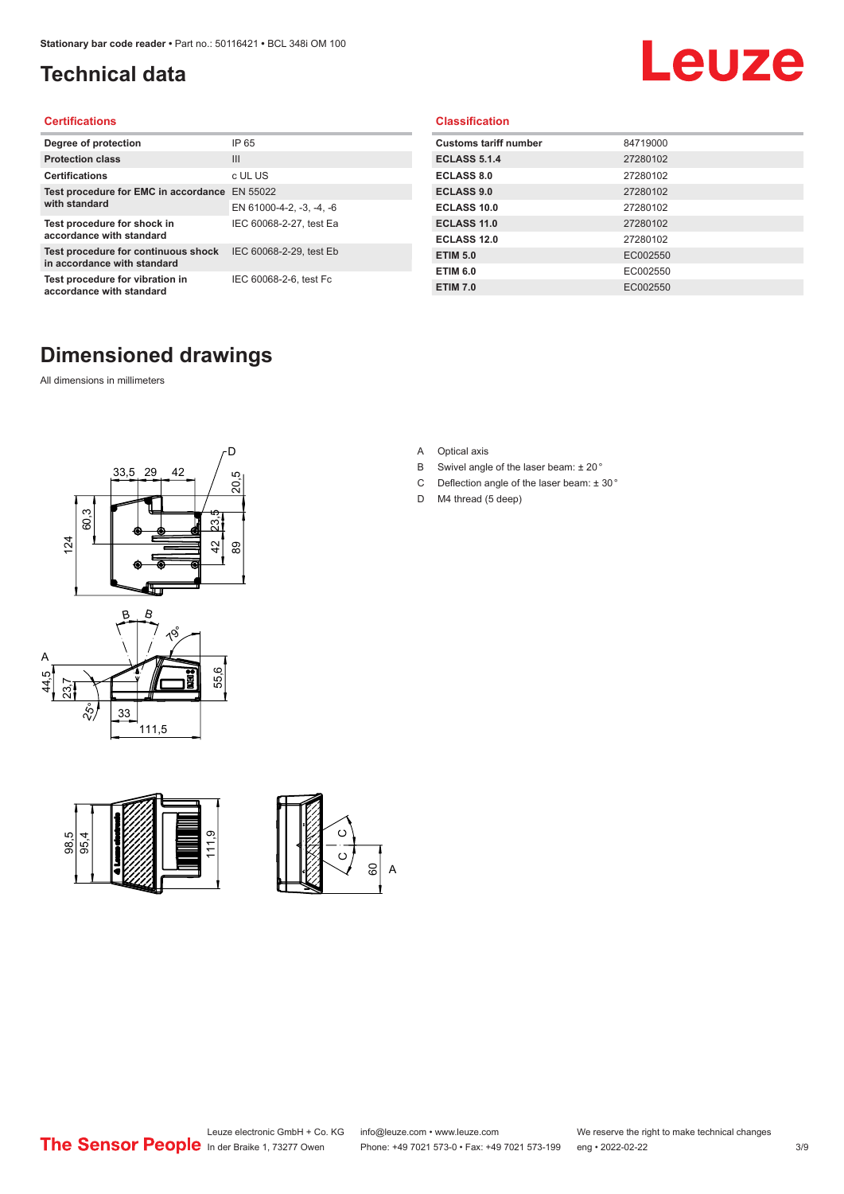# Technical data

## Certifications

| Degree of protection | IP 65 |
|---|---|
| Protection class | III |
| Certifications | c UL US |
| Test procedure for EMC in accordance with standard | EN 55022 |
| | EN 61000-4-2, -3, -4, -6 |
| Test procedure for shock in accordance with standard | IEC 60068-2-27, test Ea |
| Test procedure for continuous shock in accordance with standard | IEC 60068-2-29, test Eb |
| Test procedure for vibration in accordance with standard | IEC 60068-2-6, test Fc |

## Classification

| Customs tariff number | 84719000 |
|---|---|
| ECLASS 5.1.4 | 27280102 |
| ECLASS 8.0 | 27280102 |
| ECLASS 9.0 | 27280102 |
| ECLASS 10.0 | 27280102 |
| ECLASS 11.0 | 27280102 |
| ECLASS 12.0 | 27280102 |
| ETIM 5.0 | EC002550 |
| ETIM 6.0 | EC002550 |
| ETIM 7.0 | EC002550 |

# Dimensioned drawings

All dimensions in millimeters

A Optical axis

B Swivel angle of the laser beam: ± 20 °

C Deflection angle of the laser beam: ± 30 °

D M4 thread (5 deep)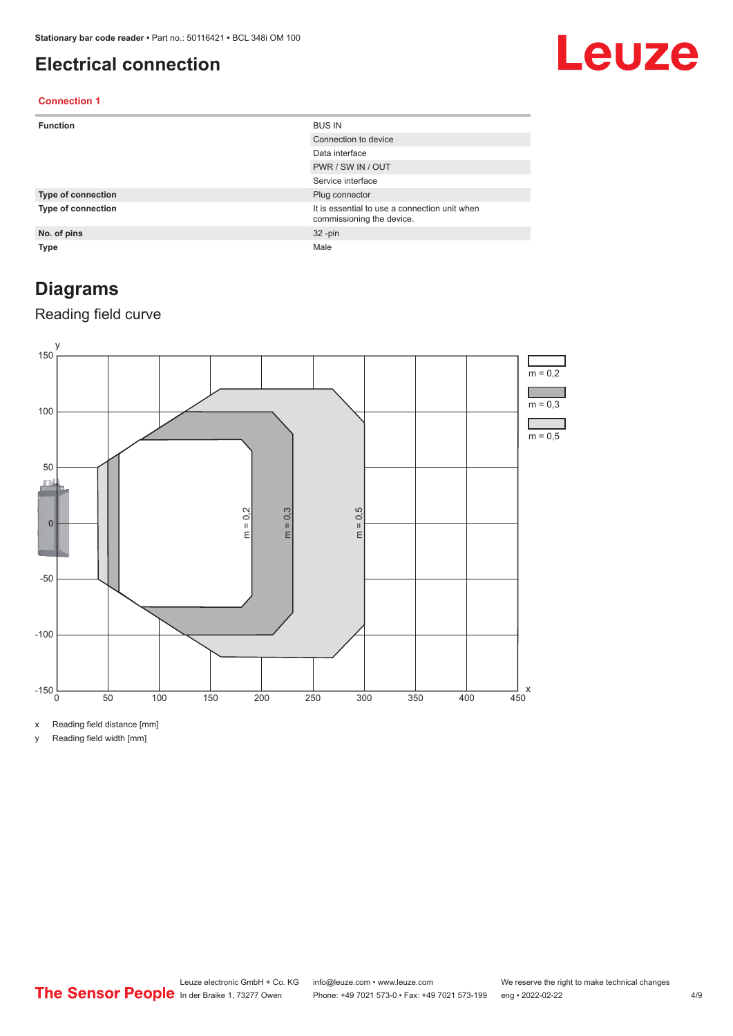# Electrical connection

## Connection 1

| Function | BUS IN |
|---|---|
| | Connection to device |
| | Data interface |
| | PWR / SW IN / OUT |
| | Service interface |
| **Type of connection** | Plug connector |
| **Type of connection** | It is essential to use a connection unit when commissioning the device. |
| **No. of pins** | 32 -pin |
| **Type** | Male |

# Diagrams

## Reading field curve

x Reading field distance [mm]

y Reading field width [mm]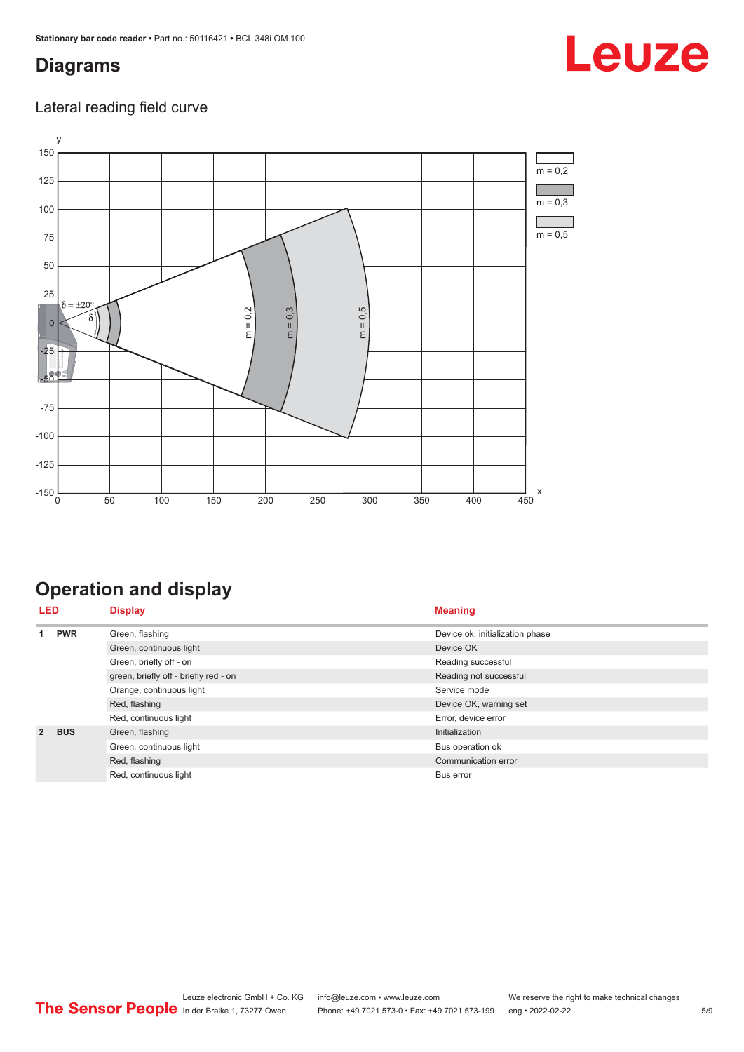## Diagrams

### Lateral reading field curve

## Operation and display

| LED | | Display | Meaning |
|---|---|---|---|
| 1 | PWR | Green, flashing | Device ok, initialization phase |
| | | Green, continuous light | Device OK |
| | | Green, briefly off - on | Reading successful |
| | | green, briefly off - briefly red - on | Reading not successful |
| | | Orange, continuous light | Service mode |
| | | Red, flashing | Device OK, warning set |
| | | Red, continuous light | Error, device error |
| 2 | BUS | Green, flashing | Initialization |
| | | Green, continuous light | Bus operation ok |
| | | Red, flashing | Communication error |
| | | Red, continuous light | Bus error |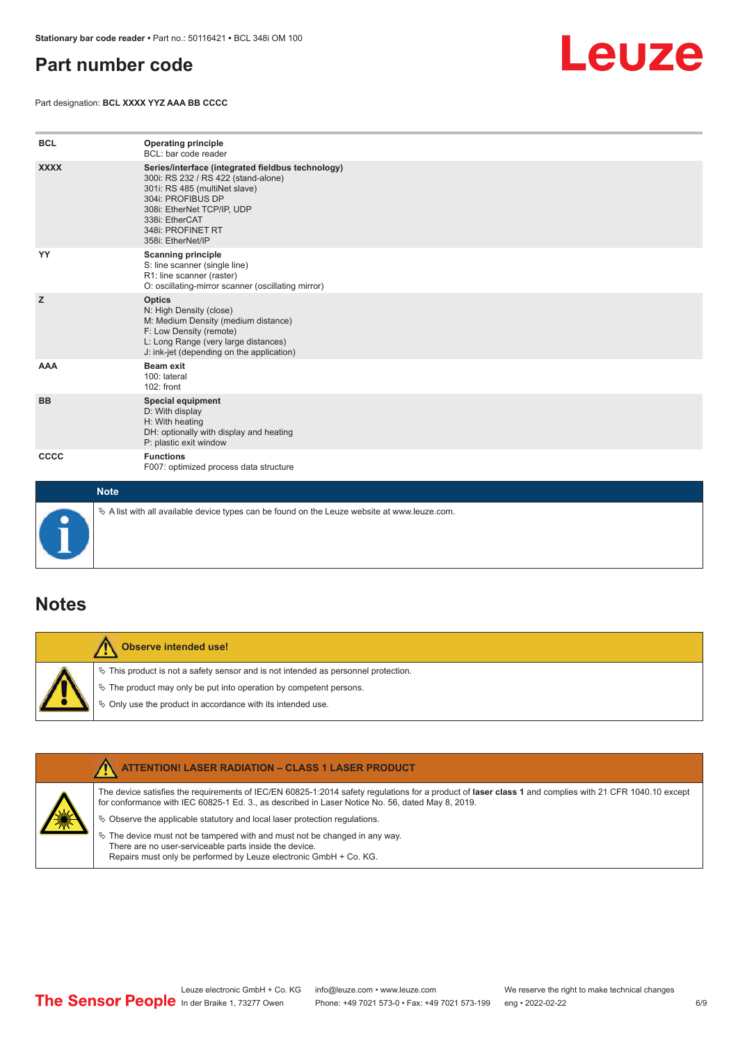## Part number code

Part designation: **BCL XXXX YYZ AAA BB CCCC**

| | |
|---|---|
| **BCL** | **Operating principle**<br>BCL: bar code reader |
| **XXXX** | **Series/interface (integrated fieldbus technology)**<br>300i: RS 232 / RS 422 (stand-alone)<br>301i: RS 485 (multiNet slave)<br>304i: PROFIBUS DP<br>308i: EtherNet TCP/IP, UDP<br>338i: EtherCAT<br>348i: PROFINET RT<br>358i: EtherNet/IP |
| **YY** | **Scanning principle**<br>S: line scanner (single line)<br>R1: line scanner (raster)<br>O: oscillating-mirror scanner (oscillating mirror) |
| **Z** | **Optics**<br>N: High Density (close)<br>M: Medium Density (medium distance)<br>F: Low Density (remote)<br>L: Long Range (very large distances)<br>J: ink-jet (depending on the application) |
| **AAA** | **Beam exit**<br>100: lateral<br>102: front |
| **BB** | **Special equipment**<br>D: With display<br>H: With heating<br>DH: optionally with display and heating<br>P: plastic exit window |
| **CCCC** | **Functions**<br>F007: optimized process data structure |

**Note**

🔖 A list with all available device types can be found on the Leuze website at www.leuze.com.

## Notes

**Observe intended use!**

🔖 This product is not a safety sensor and is not intended as personnel protection.

🔖 The product may only be put into operation by competent persons.

🔖 Only use the product in accordance with its intended use.

**ATTENTION! LASER RADIATION – CLASS 1 LASER PRODUCT**

The device satisfies the requirements of IEC/EN 60825-1:2014 safety regulations for a product of **laser class 1** and complies with 21 CFR 1040.10 except for conformance with IEC 60825-1 Ed. 3., as described in Laser Notice No. 56, dated May 8, 2019.

🔖 Observe the applicable statutory and local laser protection regulations.

🔖 The device must not be tampered with and must not be changed in any way.
There are no user-serviceable parts inside the device.
Repairs must only be performed by Leuze electronic GmbH + Co. KG.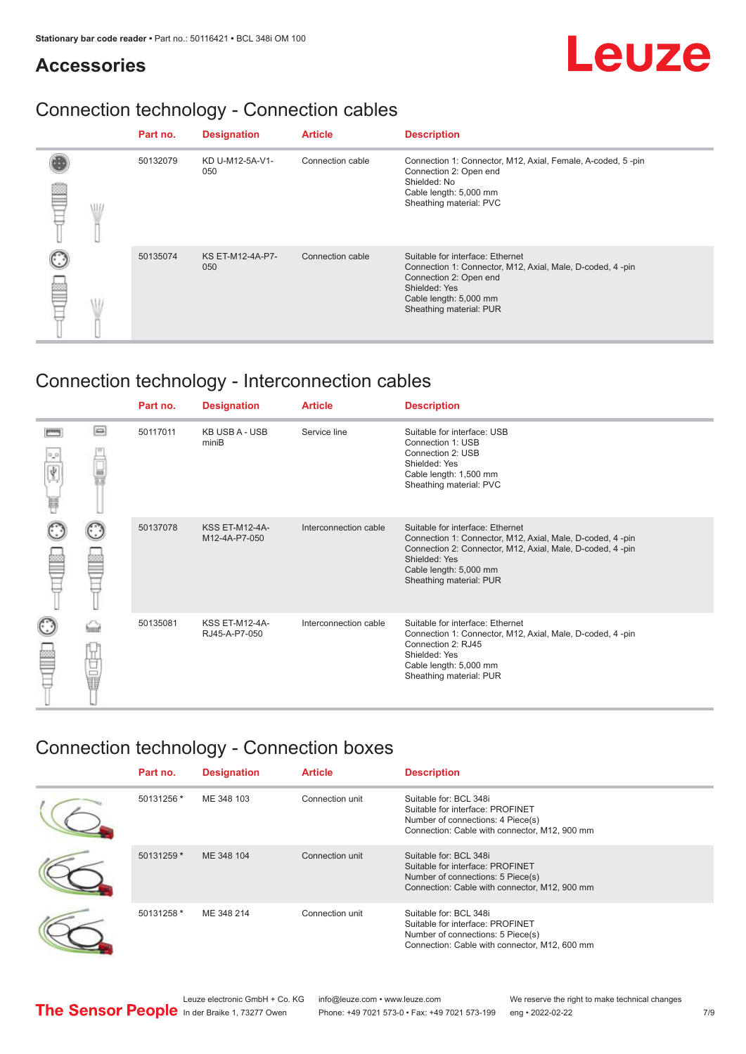## Accessories

### Connection technology - Connection cables

| Part no. | Designation | Article | Description |
|---|---|---|---|
| 50132079 | KD U-M12-5A-V1-050 | Connection cable | Connection 1: Connector, M12, Axial, Female, A-coded, 5 -pin<br>Connection 2: Open end<br>Shielded: No<br>Cable length: 5,000 mm<br>Sheathing material: PVC |
| 50135074 | KS ET-M12-4A-P7-050 | Connection cable | Suitable for interface: Ethernet<br>Connection 1: Connector, M12, Axial, Male, D-coded, 4 -pin<br>Connection 2: Open end<br>Shielded: Yes<br>Cable length: 5,000 mm<br>Sheathing material: PUR |

### Connection technology - Interconnection cables

| Part no. | Designation | Article | Description |
|---|---|---|---|
| 50117011 | KB USB A - USB miniB | Service line | Suitable for interface: USB<br>Connection 1: USB<br>Connection 2: USB<br>Shielded: Yes<br>Cable length: 1,500 mm<br>Sheathing material: PVC |
| 50137078 | KSS ET-M12-4A-M12-4A-P7-050 | Interconnection cable | Suitable for interface: Ethernet<br>Connection 1: Connector, M12, Axial, Male, D-coded, 4 -pin<br>Connection 2: Connector, M12, Axial, Male, D-coded, 4 -pin<br>Shielded: Yes<br>Cable length: 5,000 mm<br>Sheathing material: PUR |
| 50135081 | KSS ET-M12-4A-RJ45-A-P7-050 | Interconnection cable | Suitable for interface: Ethernet<br>Connection 1: Connector, M12, Axial, Male, D-coded, 4 -pin<br>Connection 2: RJ45<br>Shielded: Yes<br>Cable length: 5,000 mm<br>Sheathing material: PUR |

### Connection technology - Connection boxes

| Part no. | Designation | Article | Description |
|---|---|---|---|
| 50131256 * | ME 348 103 | Connection unit | Suitable for: BCL 348i<br>Suitable for interface: PROFINET<br>Number of connections: 4 Piece(s)<br>Connection: Cable with connector, M12, 900 mm |
| 50131259 * | ME 348 104 | Connection unit | Suitable for: BCL 348i<br>Suitable for interface: PROFINET<br>Number of connections: 5 Piece(s)<br>Connection: Cable with connector, M12, 900 mm |
| 50131258 * | ME 348 214 | Connection unit | Suitable for: BCL 348i<br>Suitable for interface: PROFINET<br>Number of connections: 5 Piece(s)<br>Connection: Cable with connector, M12, 600 mm |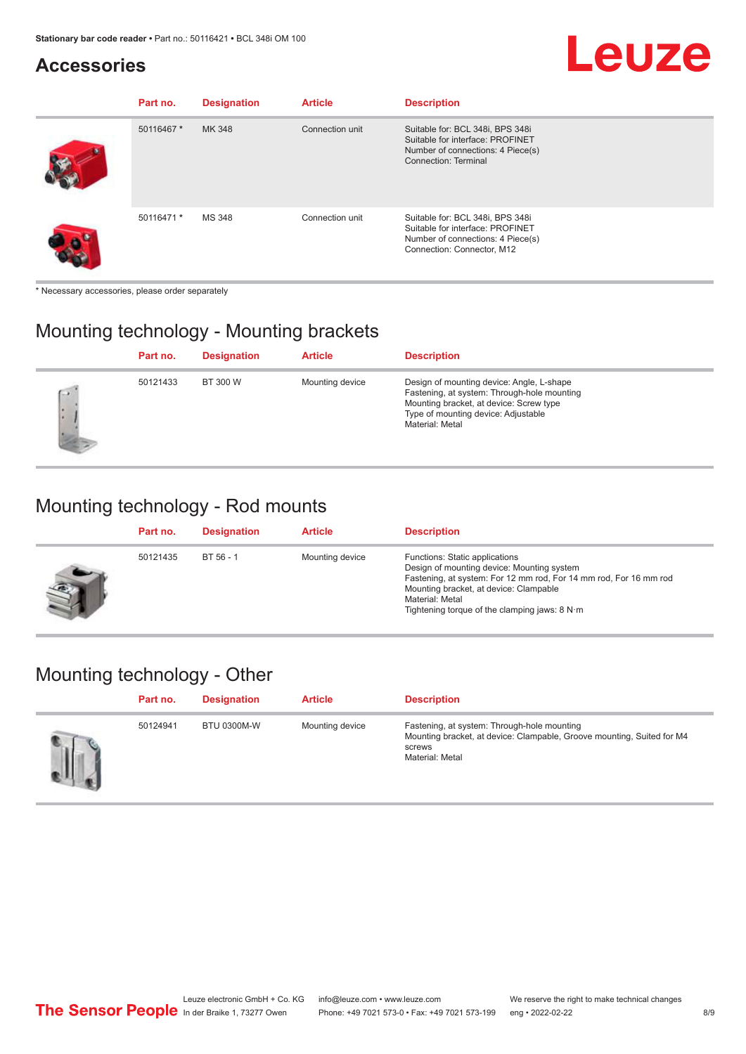## Accessories

| Part no. | Designation | Article | Description |
|---|---|---|---|
| 50116467 * | MK 348 | Connection unit | Suitable for: BCL 348i, BPS 348i<br>Suitable for interface: PROFINET<br>Number of connections: 4 Piece(s)<br>Connection: Terminal |
| 50116471 * | MS 348 | Connection unit | Suitable for: BCL 348i, BPS 348i<br>Suitable for interface: PROFINET<br>Number of connections: 4 Piece(s)<br>Connection: Connector, M12 |

* Necessary accessories, please order separately

## Mounting technology - Mounting brackets

| Part no. | Designation | Article | Description |
|---|---|---|---|
| 50121433 | BT 300 W | Mounting device | Design of mounting device: Angle, L-shape<br>Fastening, at system: Through-hole mounting<br>Mounting bracket, at device: Screw type<br>Type of mounting device: Adjustable<br>Material: Metal |

## Mounting technology - Rod mounts

| Part no. | Designation | Article | Description |
|---|---|---|---|
| 50121435 | BT 56 - 1 | Mounting device | Functions: Static applications<br>Design of mounting device: Mounting system<br>Fastening, at system: For 12 mm rod, For 14 mm rod, For 16 mm rod<br>Mounting bracket, at device: Clampable<br>Material: Metal<br>Tightening torque of the clamping jaws: 8 N·m |

## Mounting technology - Other

| Part no. | Designation | Article | Description |
|---|---|---|---|
| 50124941 | BTU 0300M-W | Mounting device | Fastening, at system: Through-hole mounting<br>Mounting bracket, at device: Clampable, Groove mounting, Suited for M4 screws<br>Material: Metal |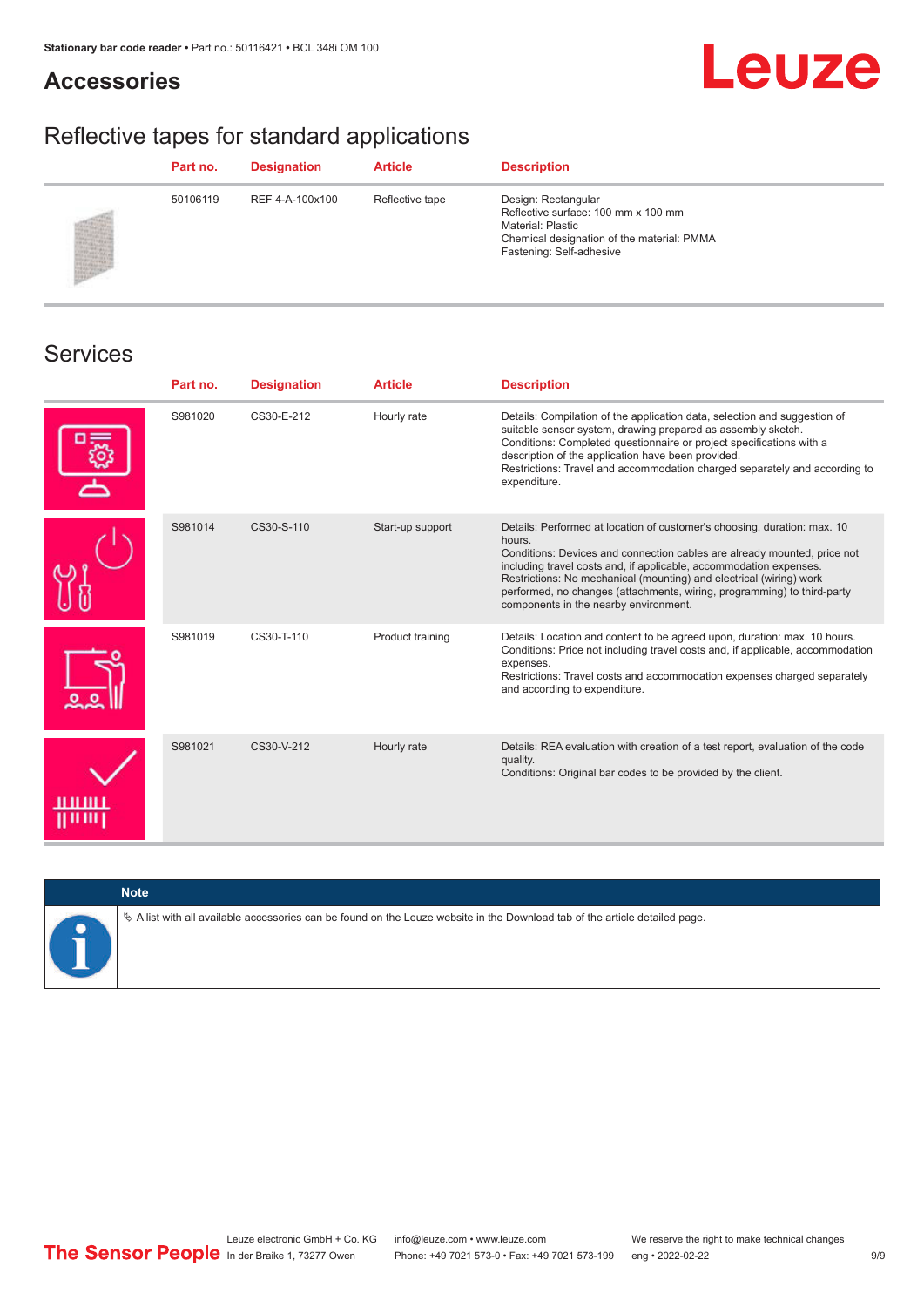## Accessories

# Reflective tapes for standard applications

| Part no. | Designation | Article | Description |
|---|---|---|---|
| 50106119 | REF 4-A-100x100 | Reflective tape | Design: Rectangular<br>Reflective surface: 100 mm x 100 mm<br>Material: Plastic<br>Chemical designation of the material: PMMA<br>Fastening: Self-adhesive |

# Services

| Part no. | Designation | Article | Description |
|---|---|---|---|
| S981020 | CS30-E-212 | Hourly rate | Details: Compilation of the application data, selection and suggestion of suitable sensor system, drawing prepared as assembly sketch.<br>Conditions: Completed questionnaire or project specifications with a description of the application have been provided.<br>Restrictions: Travel and accommodation charged separately and according to expenditure. |
| S981014 | CS30-S-110 | Start-up support | Details: Performed at location of customer's choosing, duration: max. 10 hours.<br>Conditions: Devices and connection cables are already mounted, price not including travel costs and, if applicable, accommodation expenses.<br>Restrictions: No mechanical (mounting) and electrical (wiring) work performed, no changes (attachments, wiring, programming) to third-party components in the nearby environment. |
| S981019 | CS30-T-110 | Product training | Details: Location and content to be agreed upon, duration: max. 10 hours.<br>Conditions: Price not including travel costs and, if applicable, accommodation expenses.<br>Restrictions: Travel costs and accommodation expenses charged separately and according to expenditure. |
| S981021 | CS30-V-212 | Hourly rate | Details: REA evaluation with creation of a test report, evaluation of the code quality.<br>Conditions: Original bar codes to be provided by the client. |

**Note**

↳ A list with all available accessories can be found on the Leuze website in the Download tab of the article detailed page.